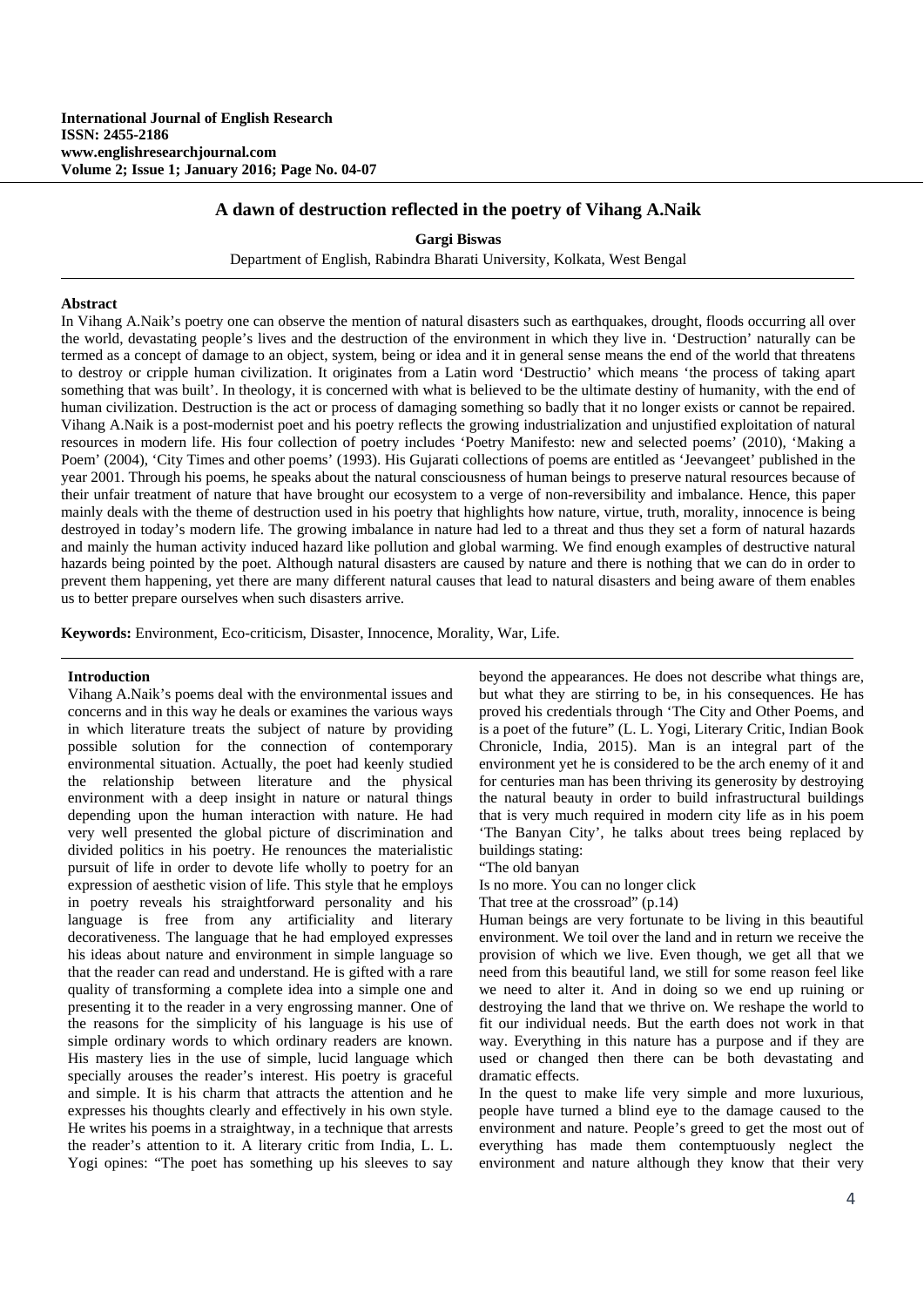# A dawn of destruction reflected in the poetry of Vihang A.Naik

**Gargi Biswas**

Department of English, Rabindra Bharati University, Kolkata, West Bengal

## Abstract

In Vihang A.Naik's poetry one can observe the mention of natural disasters such as earthquakes, drought, floods occurring all over the world, devastating people's lives and the destruction of the environment in which they live in. 'Destruction' naturally can be termed as a concept of damage to an object, system, being or idea and it in general sense means the end of the world that threatens to destroy or cripple human civilization. It originates from a Latin word 'Destructio' which means 'the process of taking apart something that was built'. In theology, it is concerned with what is believed to be the ultimate destiny of humanity, with the end of human civilization. Destruction is the act or process of damaging something so badly that it no longer exists or cannot be repaired. Vihang A.Naik is a post-modernist poet and his poetry reflects the growing industrialization and unjustified exploitation of natural resources in modern life. His four collection of poetry includes 'Poetry Manifesto: new and selected poems' (2010), 'Making a Poem' (2004), 'City Times and other poems' (1993). His Gujarati collections of poems are entitled as 'Jeevangeet' published in the year 2001. Through his poems, he speaks about the natural consciousness of human beings to preserve natural resources because of their unfair treatment of nature that have brought our ecosystem to a verge of non-reversibility and imbalance. Hence, this paper mainly deals with the theme of destruction used in his poetry that highlights how nature, virtue, truth, morality, innocence is being destroyed in today's modern life. The growing imbalance in nature had led to a threat and thus they set a form of natural hazards and mainly the human activity induced hazard like pollution and global warming. We find enough examples of destructive natural hazards being pointed by the poet. Although natural disasters are caused by nature and there is nothing that we can do in order to prevent them happening, yet there are many different natural causes that lead to natural disasters and being aware of them enables us to better prepare ourselves when such disasters arrive.

**Keywords:** Environment, Eco-criticism, Disaster, Innocence, Morality, War, Life.

## Introduction

Vihang A.Naik's poems deal with the environmental issues and concerns and in this way he deals or examines the various ways in which literature treats the subject of nature by providing possible solution for the connection of contemporary environmental situation. Actually, the poet had keenly studied the relationship between literature and the physical environment with a deep insight in nature or natural things depending upon the human interaction with nature. He had very well presented the global picture of discrimination and divided politics in his poetry. He renounces the materialistic pursuit of life in order to devote life wholly to poetry for an expression of aesthetic vision of life. This style that he employs in poetry reveals his straightforward personality and his language is free from any artificiality and literary decorativeness. The language that he had employed expresses his ideas about nature and environment in simple language so that the reader can read and understand. He is gifted with a rare quality of transforming a complete idea into a simple one and presenting it to the reader in a very engrossing manner. One of the reasons for the simplicity of his language is his use of simple ordinary words to which ordinary readers are known. His mastery lies in the use of simple, lucid language which specially arouses the reader's interest. His poetry is graceful and simple. It is his charm that attracts the attention and he expresses his thoughts clearly and effectively in his own style. He writes his poems in a straightway, in a technique that arrests the reader's attention to it. A literary critic from India, L. L. Yogi opines: "The poet has something up his sleeves to say beyond the appearances. He does not describe what things are, but what they are stirring to be, in his consequences. He has proved his credentials through 'The City and Other Poems, and is a poet of the future" (L. L. Yogi, Literary Critic, Indian Book Chronicle, India, 2015). Man is an integral part of the environment yet he is considered to be the arch enemy of it and for centuries man has been thriving its generosity by destroying the natural beauty in order to build infrastructural buildings that is very much required in modern city life as in his poem 'The Banyan City', he talks about trees being replaced by buildings stating:

"The old banyan
Is no more. You can no longer click
That tree at the crossroad" (p.14)

Human beings are very fortunate to be living in this beautiful environment. We toil over the land and in return we receive the provision of which we live. Even though, we get all that we need from this beautiful land, we still for some reason feel like we need to alter it. And in doing so we end up ruining or destroying the land that we thrive on. We reshape the world to fit our individual needs. But the earth does not work in that way. Everything in this nature has a purpose and if they are used or changed then there can be both devastating and dramatic effects.

In the quest to make life very simple and more luxurious, people have turned a blind eye to the damage caused to the environment and nature. People's greed to get the most out of everything has made them contemptuously neglect the environment and nature although they know that their very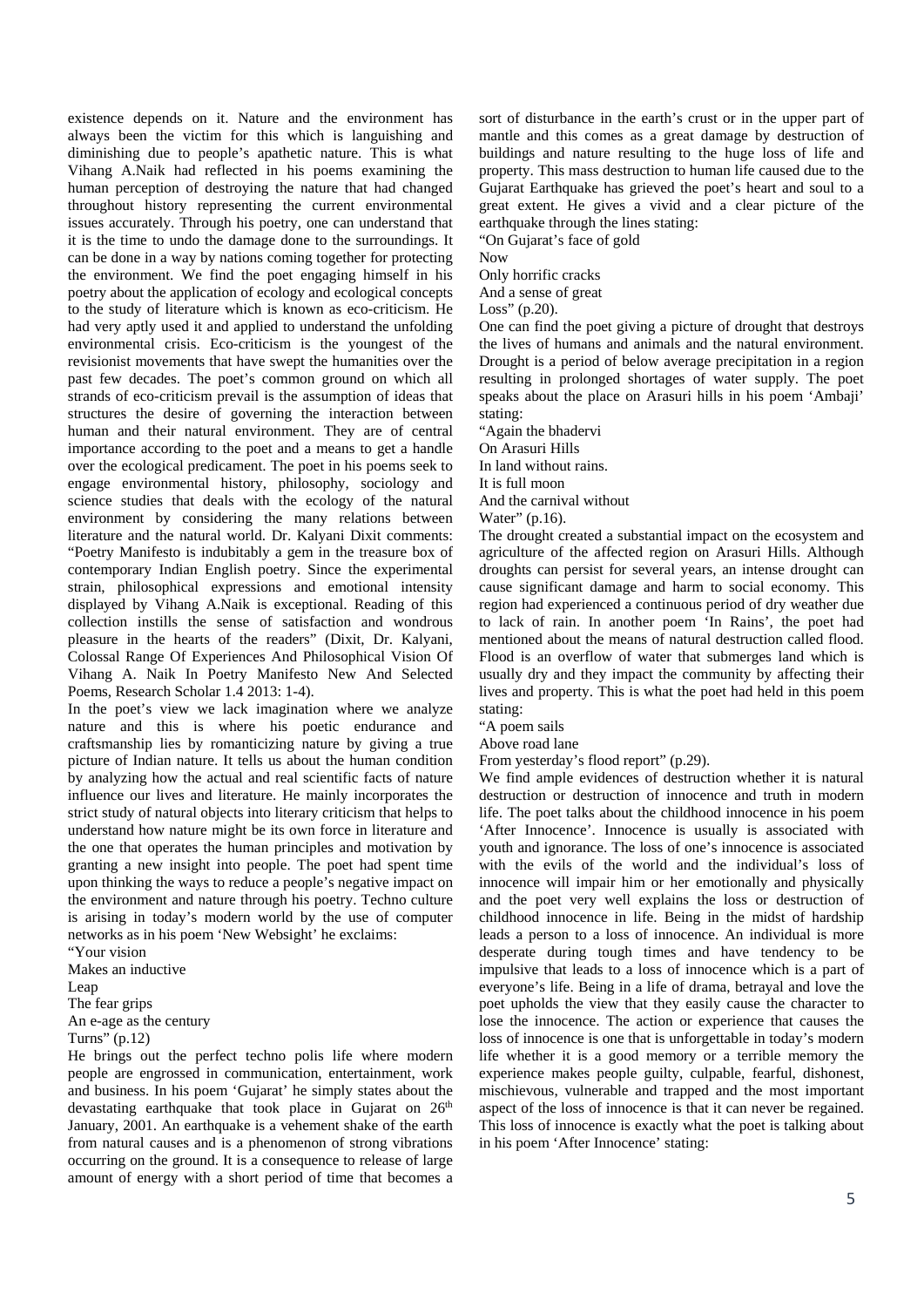existence depends on it. Nature and the environment has always been the victim for this which is languishing and diminishing due to people's apathetic nature. This is what Vihang A.Naik had reflected in his poems examining the human perception of destroying the nature that had changed throughout history representing the current environmental issues accurately. Through his poetry, one can understand that it is the time to undo the damage done to the surroundings. It can be done in a way by nations coming together for protecting the environment. We find the poet engaging himself in his poetry about the application of ecology and ecological concepts to the study of literature which is known as eco-criticism. He had very aptly used it and applied to understand the unfolding environmental crisis. Eco-criticism is the youngest of the revisionist movements that have swept the humanities over the past few decades. The poet's common ground on which all strands of eco-criticism prevail is the assumption of ideas that structures the desire of governing the interaction between human and their natural environment. They are of central importance according to the poet and a means to get a handle over the ecological predicament. The poet in his poems seek to engage environmental history, philosophy, sociology and science studies that deals with the ecology of the natural environment by considering the many relations between literature and the natural world. Dr. Kalyani Dixit comments: "Poetry Manifesto is indubitably a gem in the treasure box of contemporary Indian English poetry. Since the experimental strain, philosophical expressions and emotional intensity displayed by Vihang A.Naik is exceptional. Reading of this collection instills the sense of satisfaction and wondrous pleasure in the hearts of the readers" (Dixit, Dr. Kalyani, Colossal Range Of Experiences And Philosophical Vision Of Vihang A. Naik In Poetry Manifesto New And Selected Poems, Research Scholar 1.4 2013: 1-4).

In the poet's view we lack imagination where we analyze nature and this is where his poetic endurance and craftsmanship lies by romanticizing nature by giving a true picture of Indian nature. It tells us about the human condition by analyzing how the actual and real scientific facts of nature influence our lives and literature. He mainly incorporates the strict study of natural objects into literary criticism that helps to understand how nature might be its own force in literature and the one that operates the human principles and motivation by granting a new insight into people. The poet had spent time upon thinking the ways to reduce a people's negative impact on the environment and nature through his poetry. Techno culture is arising in today's modern world by the use of computer networks as in his poem 'New Websight' he exclaims:

"Your vision
Makes an inductive
Leap
The fear grips
An e-age as the century
Turns" (p.12)

He brings out the perfect techno polis life where modern people are engrossed in communication, entertainment, work and business. In his poem 'Gujarat' he simply states about the devastating earthquake that took place in Gujarat on 26th January, 2001. An earthquake is a vehement shake of the earth from natural causes and is a phenomenon of strong vibrations occurring on the ground. It is a consequence to release of large amount of energy with a short period of time that becomes a sort of disturbance in the earth's crust or in the upper part of mantle and this comes as a great damage by destruction of buildings and nature resulting to the huge loss of life and property. This mass destruction to human life caused due to the Gujarat Earthquake has grieved the poet's heart and soul to a great extent. He gives a vivid and a clear picture of the earthquake through the lines stating:

"On Gujarat's face of gold
Now
Only horrific cracks
And a sense of great
Loss" (p.20).

One can find the poet giving a picture of drought that destroys the lives of humans and animals and the natural environment. Drought is a period of below average precipitation in a region resulting in prolonged shortages of water supply. The poet speaks about the place on Arasuri hills in his poem 'Ambaji' stating:

"Again the bhadervi
On Arasuri Hills
In land without rains.
It is full moon
And the carnival without
Water" (p.16).

The drought created a substantial impact on the ecosystem and agriculture of the affected region on Arasuri Hills. Although droughts can persist for several years, an intense drought can cause significant damage and harm to social economy. This region had experienced a continuous period of dry weather due to lack of rain. In another poem 'In Rains', the poet had mentioned about the means of natural destruction called flood. Flood is an overflow of water that submerges land which is usually dry and they impact the community by affecting their lives and property. This is what the poet had held in this poem stating:

"A poem sails
Above road lane
From yesterday's flood report" (p.29).

We find ample evidences of destruction whether it is natural destruction or destruction of innocence and truth in modern life. The poet talks about the childhood innocence in his poem 'After Innocence'. Innocence is usually is associated with youth and ignorance. The loss of one's innocence is associated with the evils of the world and the individual's loss of innocence will impair him or her emotionally and physically and the poet very well explains the loss or destruction of childhood innocence in life. Being in the midst of hardship leads a person to a loss of innocence. An individual is more desperate during tough times and have tendency to be impulsive that leads to a loss of innocence which is a part of everyone's life. Being in a life of drama, betrayal and love the poet upholds the view that they easily cause the character to lose the innocence. The action or experience that causes the loss of innocence is one that is unforgettable in today's modern life whether it is a good memory or a terrible memory the experience makes people guilty, culpable, fearful, dishonest, mischievous, vulnerable and trapped and the most important aspect of the loss of innocence is that it can never be regained. This loss of innocence is exactly what the poet is talking about in his poem 'After Innocence' stating: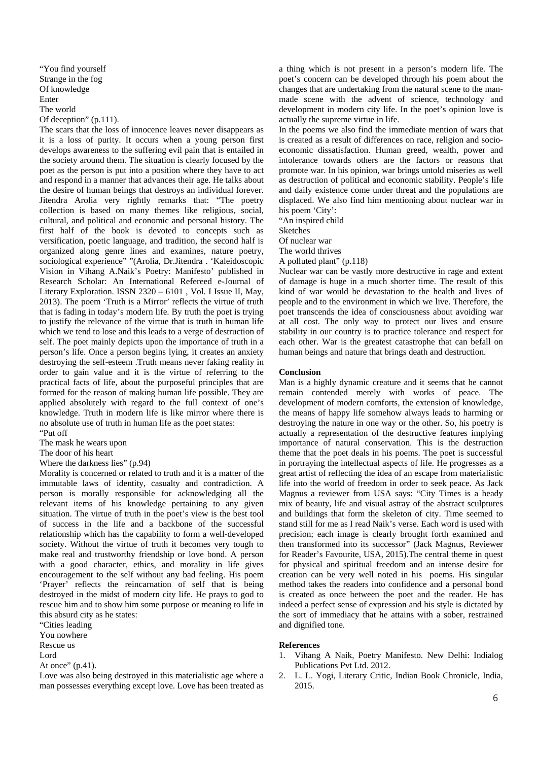"You find yourself
Strange in the fog
Of knowledge
Enter
The world
Of deception" (p.111).

The scars that the loss of innocence leaves never disappears as it is a loss of purity. It occurs when a young person first develops awareness to the suffering evil pain that is entailed in the society around them. The situation is clearly focused by the poet as the person is put into a position where they have to act and respond in a manner that advances their age. He talks about the desire of human beings that destroys an individual forever. Jitendra Arolia very rightly remarks that: "The poetry collection is based on many themes like religious, social, cultural, and political and economic and personal history. The first half of the book is devoted to concepts such as versification, poetic language, and tradition, the second half is organized along genre lines and examines, nature poetry, sociological experience" "(Arolia, Dr.Jitendra . 'Kaleidoscopic Vision in Vihang A.Naik's Poetry: Manifesto' published in Research Scholar: An International Refereed e-Journal of Literary Exploration. ISSN 2320 – 6101 , Vol. I Issue II, May, 2013). The poem 'Truth is a Mirror' reflects the virtue of truth that is fading in today's modern life. By truth the poet is trying to justify the relevance of the virtue that is truth in human life which we tend to lose and this leads to a verge of destruction of self. The poet mainly depicts upon the importance of truth in a person's life. Once a person begins lying, it creates an anxiety destroying the self-esteem .Truth means never faking reality in order to gain value and it is the virtue of referring to the practical facts of life, about the purposeful principles that are formed for the reason of making human life possible. They are applied absolutely with regard to the full context of one's knowledge. Truth in modern life is like mirror where there is no absolute use of truth in human life as the poet states:

"Put off
The mask he wears upon
The door of his heart
Where the darkness lies" (p.94)

Morality is concerned or related to truth and it is a matter of the immutable laws of identity, casualty and contradiction. A person is morally responsible for acknowledging all the relevant items of his knowledge pertaining to any given situation. The virtue of truth in the poet's view is the best tool of success in the life and a backbone of the successful relationship which has the capability to form a well-developed society. Without the virtue of truth it becomes very tough to make real and trustworthy friendship or love bond. A person with a good character, ethics, and morality in life gives encouragement to the self without any bad feeling. His poem 'Prayer' reflects the reincarnation of self that is being destroyed in the midst of modern city life. He prays to god to rescue him and to show him some purpose or meaning to life in this absurd city as he states:

"Cities leading
You nowhere
Rescue us
Lord
At once" (p.41).

Love was also being destroyed in this materialistic age where a man possesses everything except love. Love has been treated as a thing which is not present in a person's modern life. The poet's concern can be developed through his poem about the changes that are undertaking from the natural scene to the man-made scene with the advent of science, technology and development in modern city life. In the poet's opinion love is actually the supreme virtue in life.

In the poems we also find the immediate mention of wars that is created as a result of differences on race, religion and socio-economic dissatisfaction. Human greed, wealth, power and intolerance towards others are the factors or reasons that promote war. In his opinion, war brings untold miseries as well as destruction of political and economic stability. People's life and daily existence come under threat and the populations are displaced. We also find him mentioning about nuclear war in his poem 'City':

"An inspired child
Sketches
Of nuclear war
The world thrives
A polluted plant" (p.118)

Nuclear war can be vastly more destructive in rage and extent of damage is huge in a much shorter time. The result of this kind of war would be devastation to the health and lives of people and to the environment in which we live. Therefore, the poet transcends the idea of consciousness about avoiding war at all cost. The only way to protect our lives and ensure stability in our country is to practice tolerance and respect for each other. War is the greatest catastrophe that can befall on human beings and nature that brings death and destruction.

## Conclusion

Man is a highly dynamic creature and it seems that he cannot remain contended merely with works of peace. The development of modern comforts, the extension of knowledge, the means of happy life somehow always leads to harming or destroying the nature in one way or the other. So, his poetry is actually a representation of the destructive features implying importance of natural conservation. This is the destruction theme that the poet deals in his poems. The poet is successful in portraying the intellectual aspects of life. He progresses as a great artist of reflecting the idea of an escape from materialistic life into the world of freedom in order to seek peace. As Jack Magnus a reviewer from USA says: "City Times is a heady mix of beauty, life and visual astray of the abstract sculptures and buildings that form the skeleton of city. Time seemed to stand still for me as I read Naik's verse. Each word is used with precision; each image is clearly brought forth examined and then transformed into its successor" (Jack Magnus, Reviewer for Reader's Favourite, USA, 2015).The central theme in quest for physical and spiritual freedom and an intense desire for creation can be very well noted in his poems. His singular method takes the readers into confidence and a personal bond is created as once between the poet and the reader. He has indeed a perfect sense of expression and his style is dictated by the sort of immediacy that he attains with a sober, restrained and dignified tone.

## References

1. Vihang A Naik, Poetry Manifesto. New Delhi: Indialog Publications Pvt Ltd. 2012.
2. L. L. Yogi, Literary Critic, Indian Book Chronicle, India, 2015.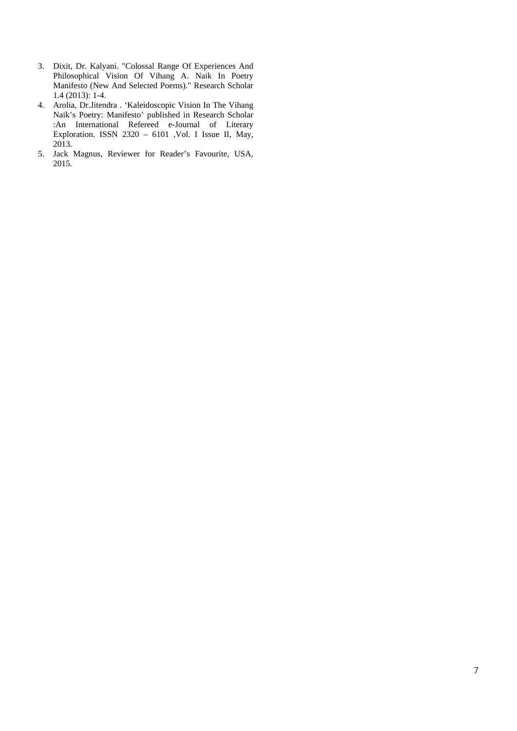3. Dixit, Dr. Kalyani. "Colossal Range Of Experiences And Philosophical Vision Of Vihang A. Naik In Poetry Manifesto (New And Selected Poems)." Research Scholar 1.4 (2013): 1-4.
4. Arolia, Dr.Jitendra . 'Kaleidoscopic Vision In The Vihang Naik's Poetry: Manifesto' published in Research Scholar :An International Refereed e-Journal of Literary Exploration. ISSN 2320 – 6101 ,Vol. I Issue II, May, 2013.
5. Jack Magnus, Reviewer for Reader's Favourite, USA, 2015.